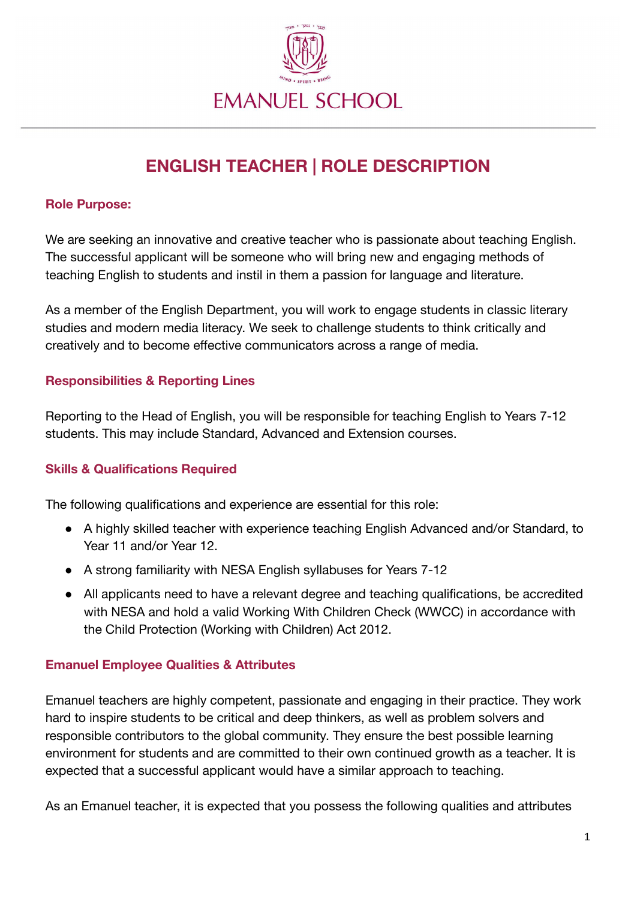# EMANUEL SCHOOL

## ENGLISH TEACHER | ROLE DESCRIPTION

### Role Purpose:

We are seeking an innovative and creative teacher who is passionate about teaching English. The successful applicant will be someone who will bring new and engaging methods of teaching English to students and instil in them a passion for language and literature.

As a member of the English Department, you will work to engage students in classic literary studies and modern media literacy. We seek to challenge students to think critically and creatively and to become effective communicators across a range of media.

### Responsibilities & Reporting Lines

Reporting to the Head of English, you will be responsible for teaching English to Years 7-12 students. This may include Standard, Advanced and Extension courses.

### Skills & Qualifications Required

The following qualifications and experience are essential for this role:

- A highly skilled teacher with experience teaching English Advanced and/or Standard, to Year 11 and/or Year 12.
- A strong familiarity with NESA English syllabuses for Years 7-12
- All applicants need to have a relevant degree and teaching qualifications, be accredited with NESA and hold a valid Working With Children Check (WWCC) in accordance with the Child Protection (Working with Children) Act 2012.

### Emanuel Employee Qualities & Attributes

Emanuel teachers are highly competent, passionate and engaging in their practice. They work hard to inspire students to be critical and deep thinkers, as well as problem solvers and responsible contributors to the global community. They ensure the best possible learning environment for students and are committed to their own continued growth as a teacher. It is expected that a successful applicant would have a similar approach to teaching.

As an Emanuel teacher, it is expected that you possess the following qualities and attributes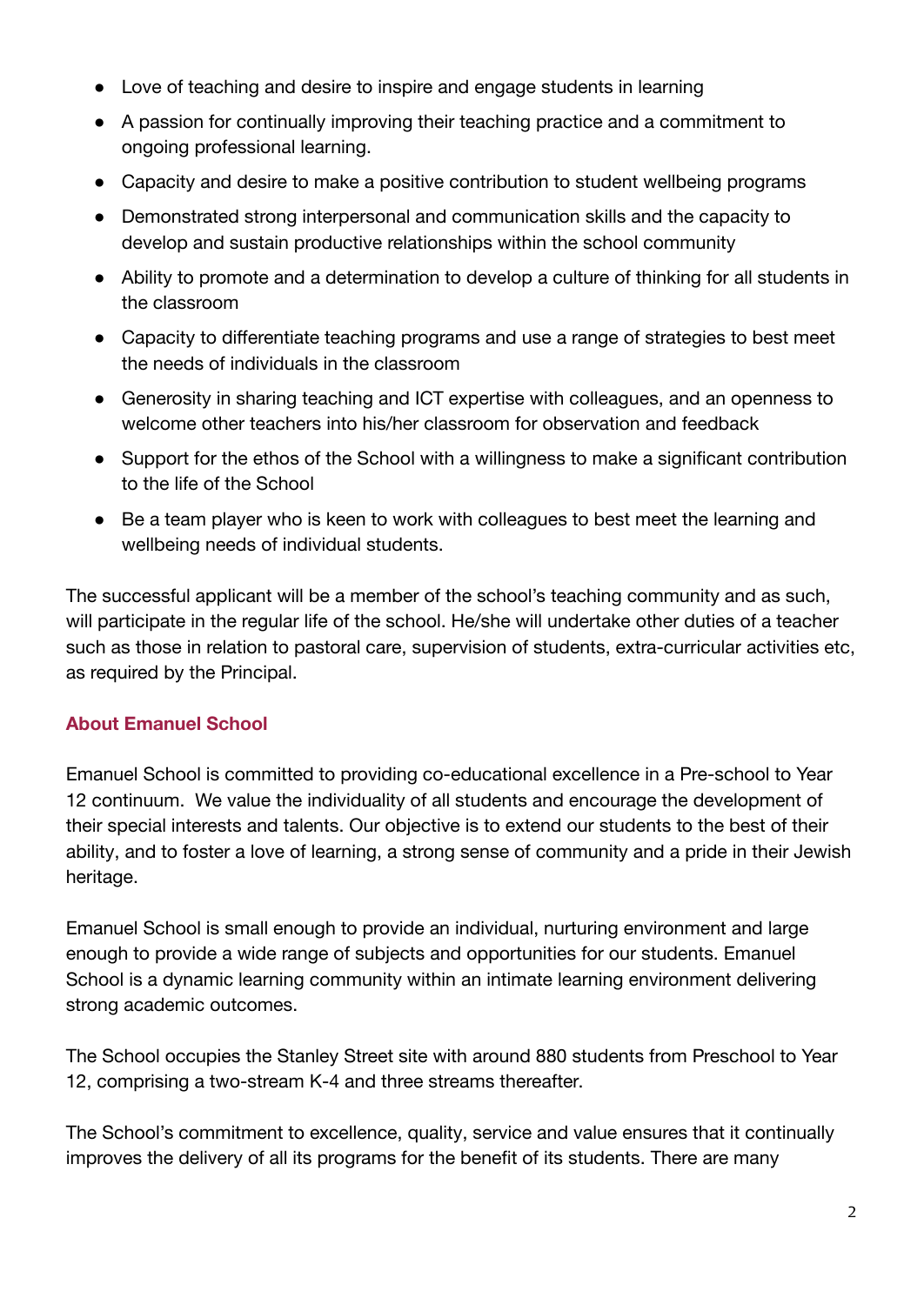- Love of teaching and desire to inspire and engage students in learning
- A passion for continually improving their teaching practice and a commitment to ongoing professional learning.
- Capacity and desire to make a positive contribution to student wellbeing programs
- Demonstrated strong interpersonal and communication skills and the capacity to develop and sustain productive relationships within the school community
- Ability to promote and a determination to develop a culture of thinking for all students in the classroom
- Capacity to differentiate teaching programs and use a range of strategies to best meet the needs of individuals in the classroom
- Generosity in sharing teaching and ICT expertise with colleagues, and an openness to welcome other teachers into his/her classroom for observation and feedback
- Support for the ethos of the School with a willingness to make a significant contribution to the life of the School
- Be a team player who is keen to work with colleagues to best meet the learning and wellbeing needs of individual students.

The successful applicant will be a member of the school's teaching community and as such, will participate in the regular life of the school. He/she will undertake other duties of a teacher such as those in relation to pastoral care, supervision of students, extra-curricular activities etc, as required by the Principal.

## About Emanuel School

Emanuel School is committed to providing co-educational excellence in a Pre-school to Year 12 continuum. We value the individuality of all students and encourage the development of their special interests and talents. Our objective is to extend our students to the best of their ability, and to foster a love of learning, a strong sense of community and a pride in their Jewish heritage.

Emanuel School is small enough to provide an individual, nurturing environment and large enough to provide a wide range of subjects and opportunities for our students. Emanuel School is a dynamic learning community within an intimate learning environment delivering strong academic outcomes.

The School occupies the Stanley Street site with around 880 students from Preschool to Year 12, comprising a two-stream K-4 and three streams thereafter.

The School's commitment to excellence, quality, service and value ensures that it continually improves the delivery of all its programs for the benefit of its students. There are many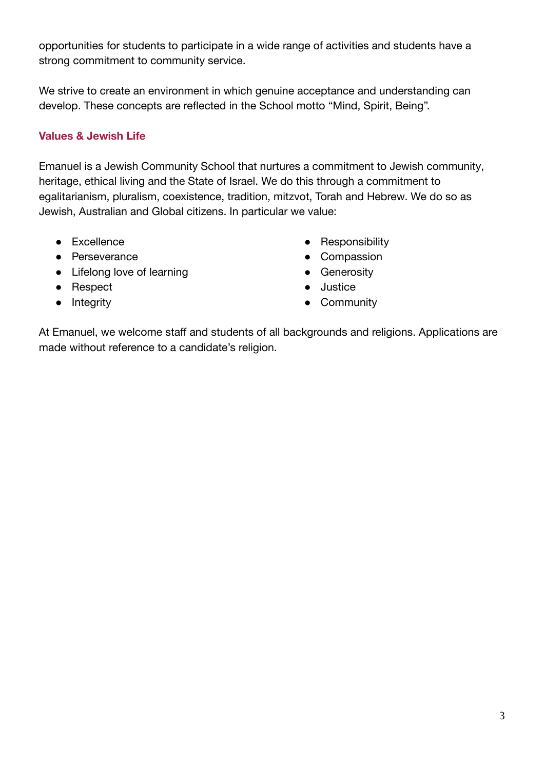opportunities for students to participate in a wide range of activities and students have a strong commitment to community service.

We strive to create an environment in which genuine acceptance and understanding can develop. These concepts are reflected in the School motto “Mind, Spirit, Being”.

### Values & Jewish Life

Emanuel is a Jewish Community School that nurtures a commitment to Jewish community, heritage, ethical living and the State of Israel. We do this through a commitment to egalitarianism, pluralism, coexistence, tradition, mitzvot, Torah and Hebrew. We do so as Jewish, Australian and Global citizens. In particular we value:

- Excellence
- Perseverance
- Lifelong love of learning
- Respect
- Integrity
- Responsibility
- Compassion
- Generosity
- Justice
- Community

At Emanuel, we welcome staff and students of all backgrounds and religions. Applications are made without reference to a candidate’s religion.